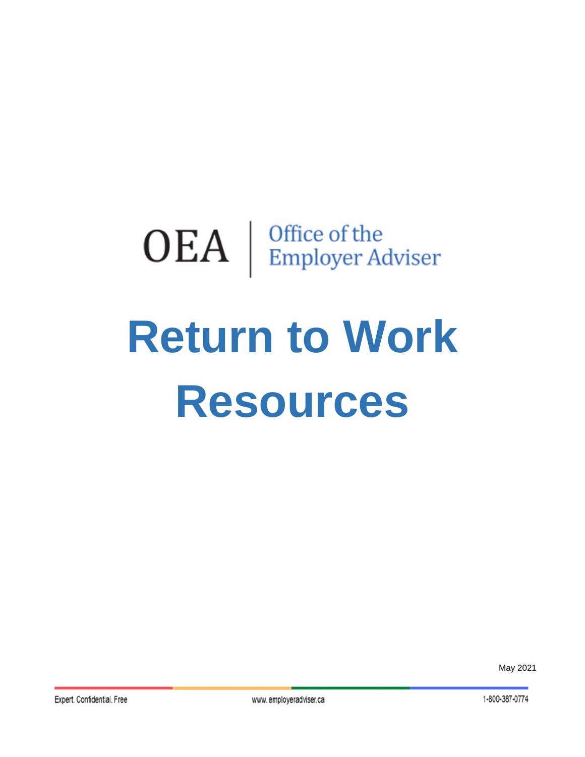OEA | Office of the Employer Adviser

# Return to Work Resources

May 2021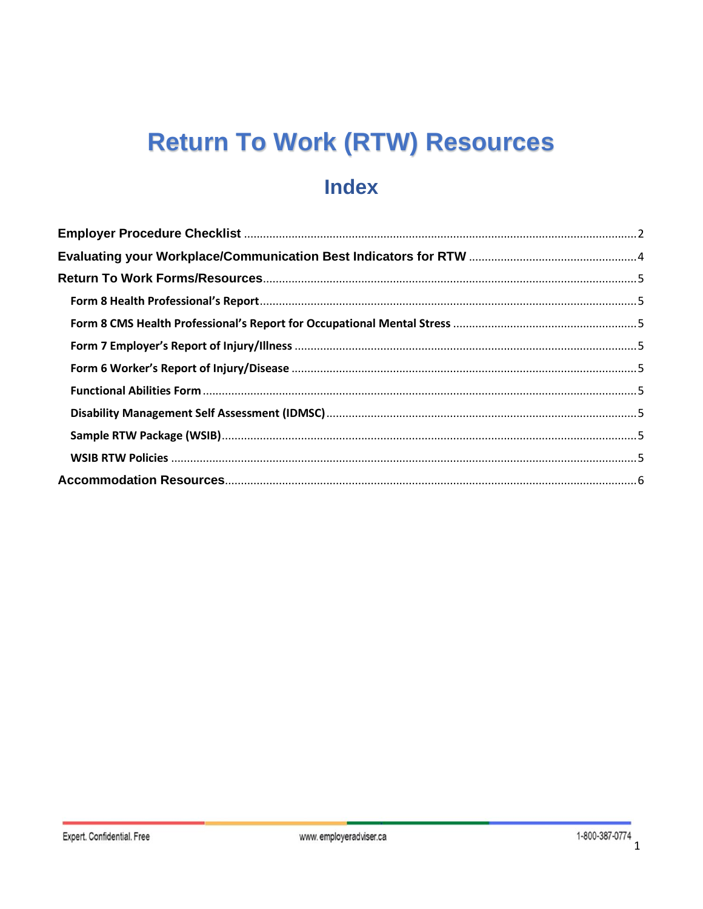# Return To Work (RTW) Resources

## Index

**Employer Procedure Checklist** .......... 2

**Evaluating your Workplace/Communication Best Indicators for RTW** .......... 4

**Return To Work Forms/Resources** .......... 5

- **Form 8 Health Professional's Report** .......... 5
- **Form 8 CMS Health Professional's Report for Occupational Mental Stress** .......... 5
- **Form 7 Employer's Report of Injury/Illness** .......... 5
- **Form 6 Worker's Report of Injury/Disease** .......... 5
- **Functional Abilities Form** .......... 5
- **Disability Management Self Assessment (IDMSC)** .......... 5
- **Sample RTW Package (WSIB)** .......... 5
- **WSIB RTW Policies** .......... 5

**Accommodation Resources** .......... 6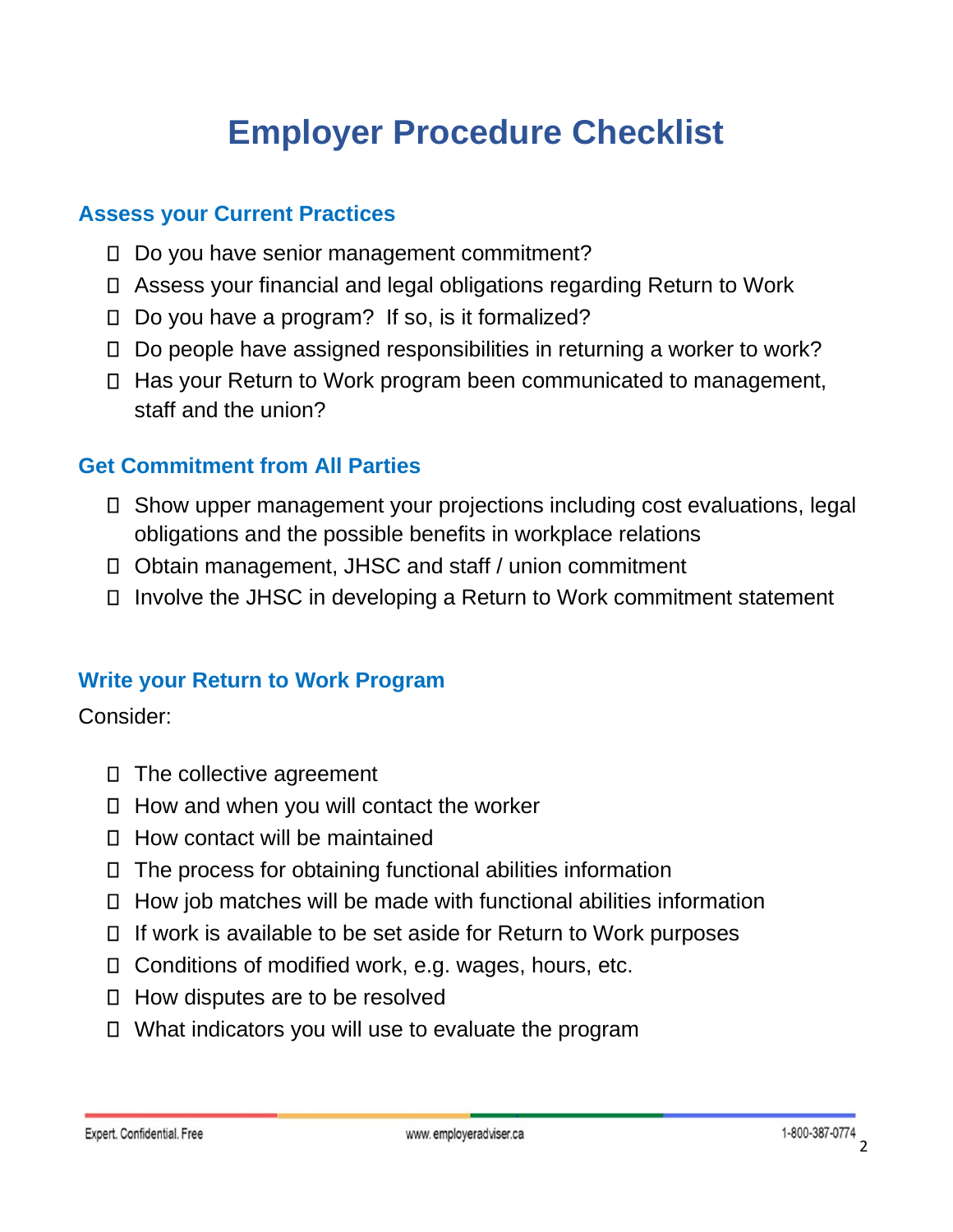# Employer Procedure Checklist

## Assess your Current Practices

- [ ] Do you have senior management commitment?
- [ ] Assess your financial and legal obligations regarding Return to Work
- [ ] Do you have a program? If so, is it formalized?
- [ ] Do people have assigned responsibilities in returning a worker to work?
- [ ] Has your Return to Work program been communicated to management, staff and the union?

## Get Commitment from All Parties

- [ ] Show upper management your projections including cost evaluations, legal obligations and the possible benefits in workplace relations
- [ ] Obtain management, JHSC and staff / union commitment
- [ ] Involve the JHSC in developing a Return to Work commitment statement

## Write your Return to Work Program

Consider:

- [ ] The collective agreement
- [ ] How and when you will contact the worker
- [ ] How contact will be maintained
- [ ] The process for obtaining functional abilities information
- [ ] How job matches will be made with functional abilities information
- [ ] If work is available to be set aside for Return to Work purposes
- [ ] Conditions of modified work, e.g. wages, hours, etc.
- [ ] How disputes are to be resolved
- [ ] What indicators you will use to evaluate the program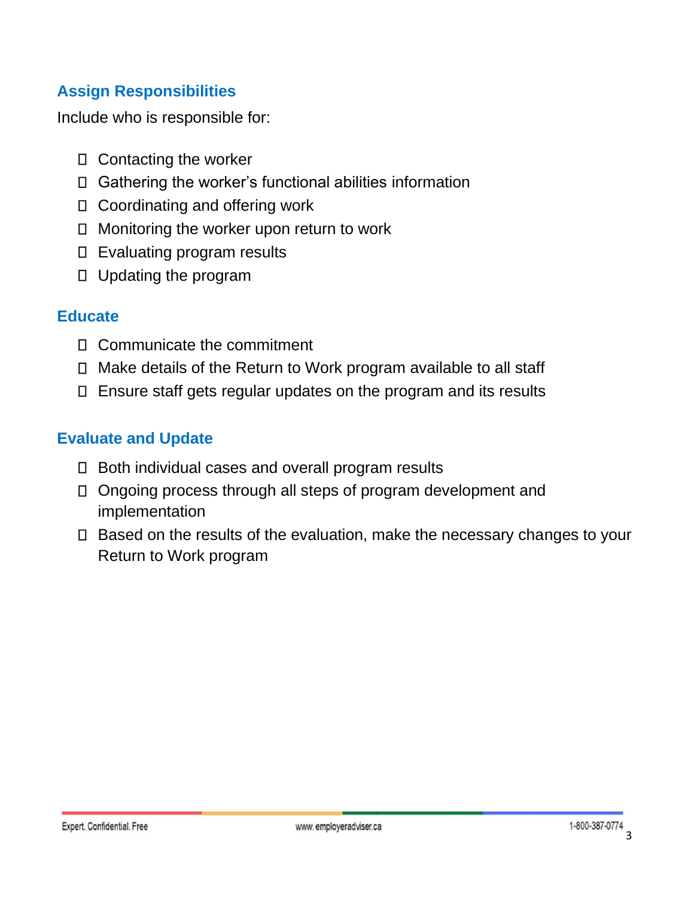## Assign Responsibilities

Include who is responsible for:

- Contacting the worker
- Gathering the worker's functional abilities information
- Coordinating and offering work
- Monitoring the worker upon return to work
- Evaluating program results
- Updating the program

## Educate

- Communicate the commitment
- Make details of the Return to Work program available to all staff
- Ensure staff gets regular updates on the program and its results

## Evaluate and Update

- Both individual cases and overall program results
- Ongoing process through all steps of program development and implementation
- Based on the results of the evaluation, make the necessary changes to your Return to Work program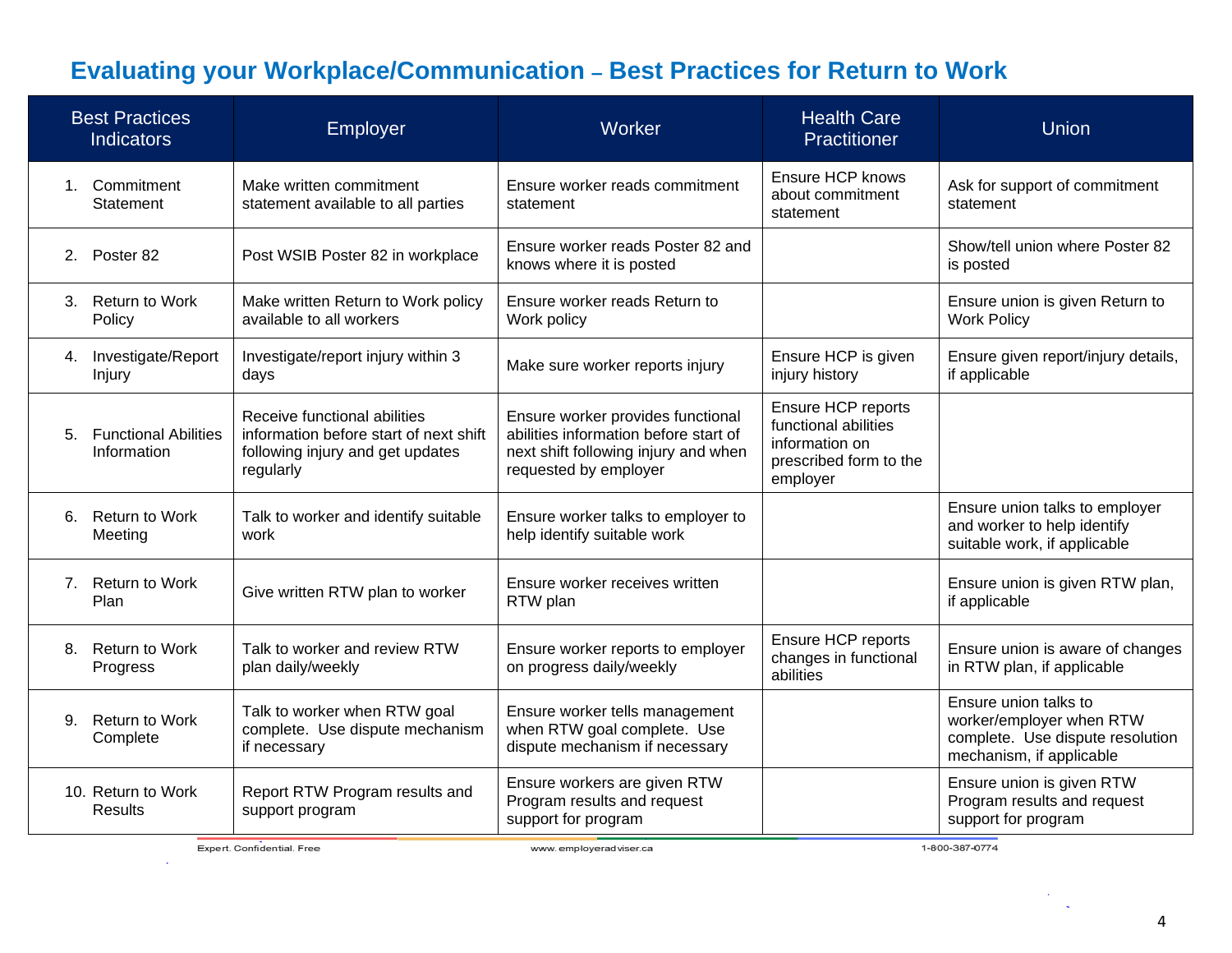## Evaluating your Workplace/Communication – Best Practices for Return to Work

| Best Practices Indicators | Employer | Worker | Health Care Practitioner | Union |
|---|---|---|---|---|
| 1. Commitment Statement | Make written commitment statement available to all parties | Ensure worker reads commitment statement | Ensure HCP knows about commitment statement | Ask for support of commitment statement |
| 2. Poster 82 | Post WSIB Poster 82 in workplace | Ensure worker reads Poster 82 and knows where it is posted | | Show/tell union where Poster 82 is posted |
| 3. Return to Work Policy | Make written Return to Work policy available to all workers | Ensure worker reads Return to Work policy | | Ensure union is given Return to Work Policy |
| 4. Investigate/Report Injury | Investigate/report injury within 3 days | Make sure worker reports injury | Ensure HCP is given injury history | Ensure given report/injury details, if applicable |
| 5. Functional Abilities Information | Receive functional abilities information before start of next shift following injury and get updates regularly | Ensure worker provides functional abilities information before start of next shift following injury and when requested by employer | Ensure HCP reports functional abilities information on prescribed form to the employer | |
| 6. Return to Work Meeting | Talk to worker and identify suitable work | Ensure worker talks to employer to help identify suitable work | | Ensure union talks to employer and worker to help identify suitable work, if applicable |
| 7. Return to Work Plan | Give written RTW plan to worker | Ensure worker receives written RTW plan | | Ensure union is given RTW plan, if applicable |
| 8. Return to Work Progress | Talk to worker and review RTW plan daily/weekly | Ensure worker reports to employer on progress daily/weekly | Ensure HCP reports changes in functional abilities | Ensure union is aware of changes in RTW plan, if applicable |
| 9. Return to Work Complete | Talk to worker when RTW goal complete. Use dispute mechanism if necessary | Ensure worker tells management when RTW goal complete. Use dispute mechanism if necessary | | Ensure union talks to worker/employer when RTW complete. Use dispute resolution mechanism, if applicable |
| 10. Return to Work Results | Report RTW Program results and support program | Ensure workers are given RTW Program results and request support for program | | Ensure union is given RTW Program results and request support for program |

Expert. Confidential. Free www.employeradviser.ca 1-800-387-0774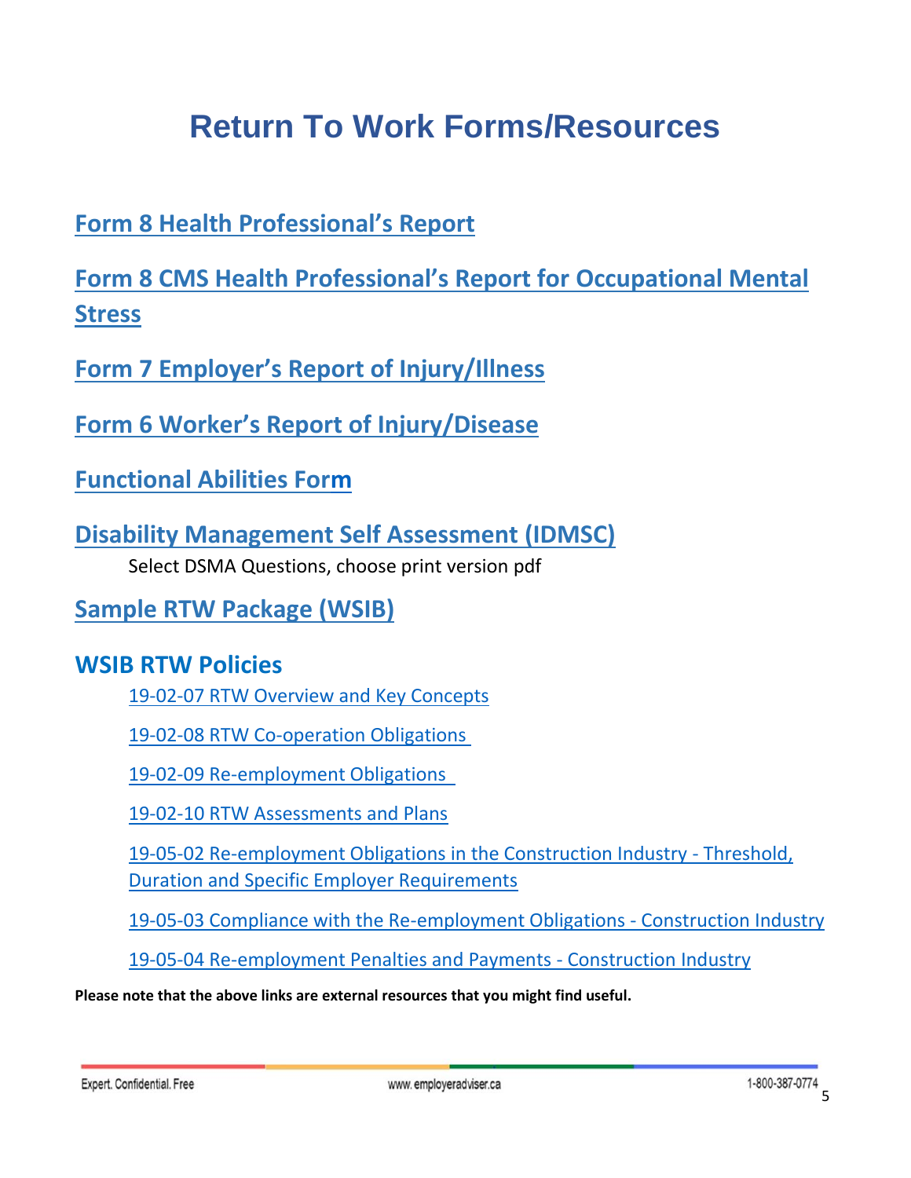# Return To Work Forms/Resources

## Form 8 Health Professional's Report

## Form 8 CMS Health Professional's Report for Occupational Mental Stress

## Form 7 Employer's Report of Injury/Illness

## Form 6 Worker's Report of Injury/Disease

## Functional Abilities Form

## Disability Management Self Assessment (IDMSC)

Select DSMA Questions, choose print version pdf

## Sample RTW Package (WSIB)

## WSIB RTW Policies

- 19-02-07 RTW Overview and Key Concepts
- 19-02-08 RTW Co-operation Obligations
- 19-02-09 Re-employment Obligations
- 19-02-10 RTW Assessments and Plans
- 19-05-02 Re-employment Obligations in the Construction Industry - Threshold, Duration and Specific Employer Requirements
- 19-05-03 Compliance with the Re-employment Obligations - Construction Industry
- 19-05-04 Re-employment Penalties and Payments - Construction Industry

**Please note that the above links are external resources that you might find useful.**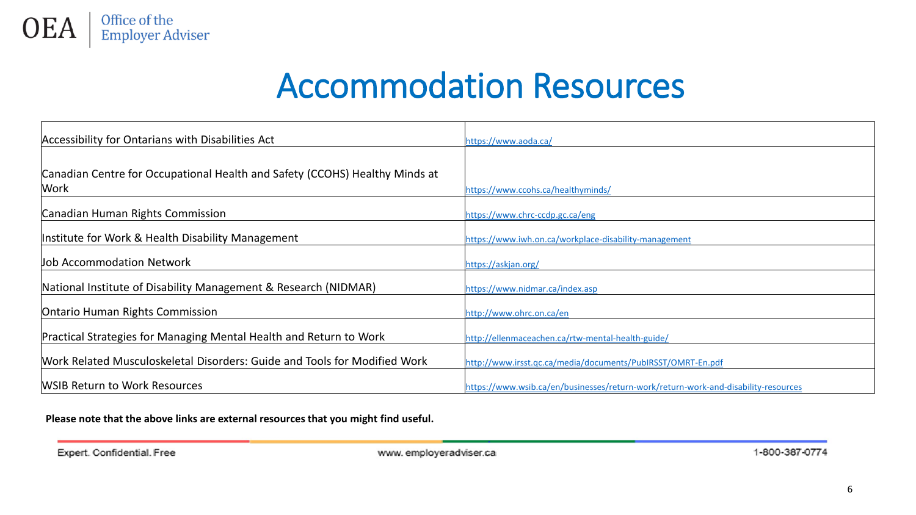# Accommodation Resources

| | |
|---|---|
| Accessibility for Ontarians with Disabilities Act | https://www.aoda.ca/ |
| Canadian Centre for Occupational Health and Safety (CCOHS) Healthy Minds at Work | https://www.ccohs.ca/healthyminds/ |
| Canadian Human Rights Commission | https://www.chrc-ccdp.gc.ca/eng |
| Institute for Work & Health Disability Management | https://www.iwh.on.ca/workplace-disability-management |
| Job Accommodation Network | https://askjan.org/ |
| National Institute of Disability Management & Research (NIDMAR) | https://www.nidmar.ca/index.asp |
| Ontario Human Rights Commission | http://www.ohrc.on.ca/en |
| Practical Strategies for Managing Mental Health and Return to Work | http://ellenmaceachen.ca/rtw-mental-health-guide/ |
| Work Related Musculoskeletal Disorders: Guide and Tools for Modified Work | http://www.irsst.qc.ca/media/documents/PubIRSST/OMRT-En.pdf |
| WSIB Return to Work Resources | https://www.wsib.ca/en/businesses/return-work/return-work-and-disability-resources |

**Please note that the above links are external resources that you might find useful.**